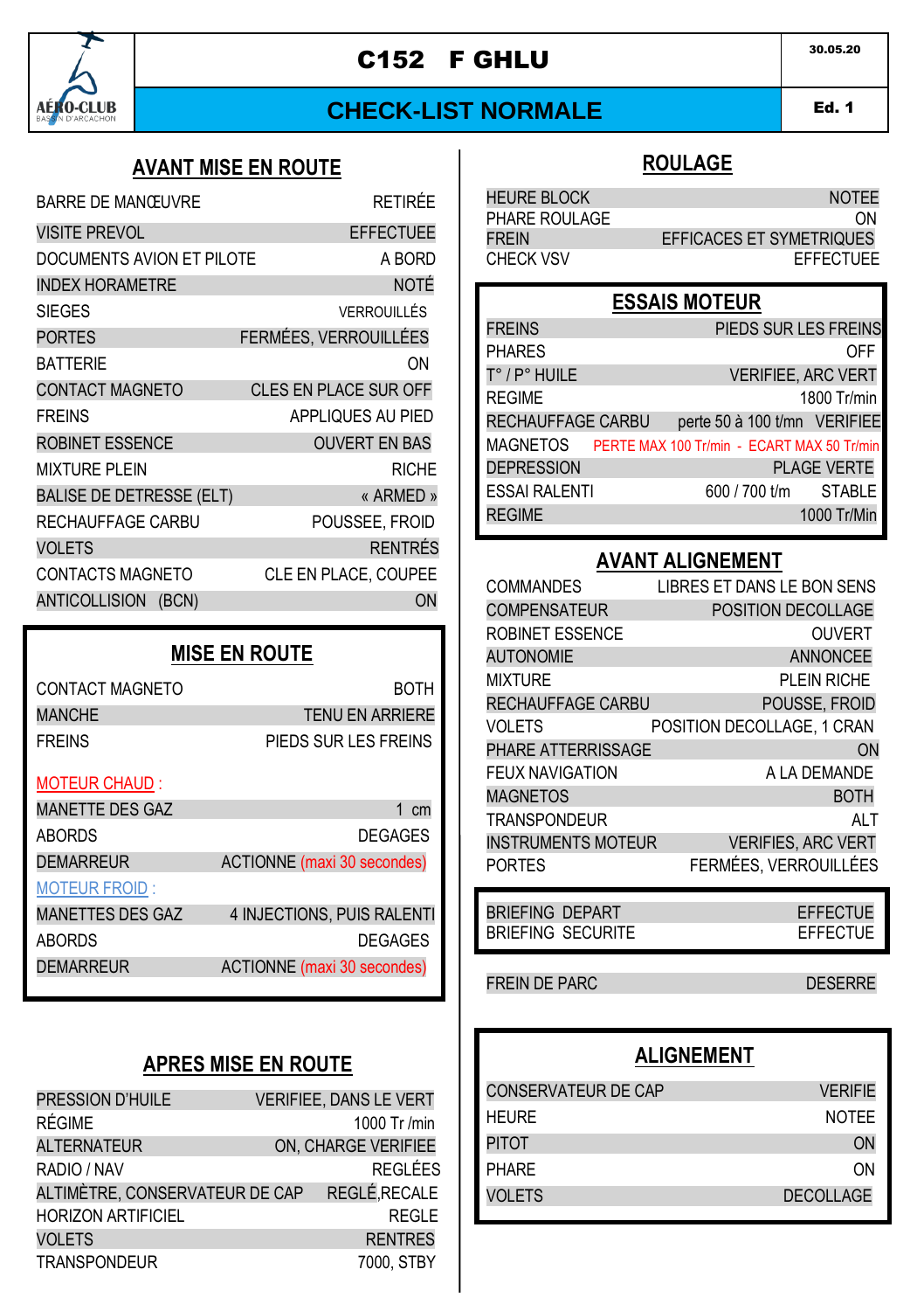# C152 F GHLU

**30.05.20**

## CHECK-LIST NORMALE

**Ed. 1**

### AVANT MISE EN ROUTE

| | |
|---|---|
| BARRE DE MANŒUVRE | RETIRÉE |
| VISITE PREVOL | EFFECTUEE |
| DOCUMENTS AVION ET PILOTE | A BORD |
| INDEX HORAMETRE | NOTÉ |
| SIEGES | VERROUILLÉS |
| PORTES | FERMÉES, VERROUILLÉES |
| BATTERIE | ON |
| CONTACT MAGNETO | CLES EN PLACE SUR OFF |
| FREINS | APPLIQUES AU PIED |
| ROBINET ESSENCE | OUVERT EN BAS |
| MIXTURE PLEIN | RICHE |
| BALISE DE DETRESSE (ELT) | « ARMED » |
| RECHAUFFAGE CARBU | POUSSEE, FROID |
| VOLETS | RENTRÉS |
| CONTACTS MAGNETO | CLE EN PLACE, COUPEE |
| ANTICOLLISION (BCN) | ON |

### MISE EN ROUTE

| | |
|---|---|
| CONTACT MAGNETO | BOTH |
| MANCHE | TENU EN ARRIERE |
| FREINS | PIEDS SUR LES FREINS |

MOTEUR CHAUD :

| | |
|---|---|
| MANETTE DES GAZ | 1 cm |
| ABORDS | DEGAGES |
| DEMARREUR | ACTIONNE (maxi 30 secondes) |

MOTEUR FROID :

| | |
|---|---|
| MANETTES DES GAZ | 4 INJECTIONS, PUIS RALENTI |
| ABORDS | DEGAGES |
| DEMARREUR | ACTIONNE (maxi 30 secondes) |

### APRES MISE EN ROUTE

| | |
|---|---|
| PRESSION D'HUILE | VERIFIEE, DANS LE VERT |
| RÉGIME | 1000 Tr /min |
| ALTERNATEUR | ON, CHARGE VERIFIEE |
| RADIO / NAV | REGLÉES |
| ALTIMÈTRE, CONSERVATEUR DE CAP | REGLÉ,RECALE |
| HORIZON ARTIFICIEL | REGLE |
| VOLETS | RENTRES |
| TRANSPONDEUR | 7000, STBY |

### ROULAGE

| | |
|---|---|
| HEURE BLOCK | NOTEE |
| PHARE ROULAGE | ON |
| FREIN | EFFICACES ET SYMETRIQUES |
| CHECK VSV | EFFECTUEE |

### ESSAIS MOTEUR

| | |
|---|---|
| FREINS | PIEDS SUR LES FREINS |
| PHARES | OFF |
| T° / P° HUILE | VERIFIEE, ARC VERT |
| REGIME | 1800 Tr/min |
| RECHAUFFAGE CARBU | perte 50 à 100 t/mn VERIFIEE |
| MAGNETOS | PERTE MAX 100 Tr/min - ECART MAX 50 Tr/min |
| DEPRESSION | PLAGE VERTE |
| ESSAI RALENTI | 600 / 700 t/m STABLE |
| REGIME | 1000 Tr/Min |

### AVANT ALIGNEMENT

| | |
|---|---|
| COMMANDES | LIBRES ET DANS LE BON SENS |
| COMPENSATEUR | POSITION DECOLLAGE |
| ROBINET ESSENCE | OUVERT |
| AUTONOMIE | ANNONCEE |
| MIXTURE | PLEIN RICHE |
| RECHAUFFAGE CARBU | POUSSE, FROID |
| VOLETS | POSITION DECOLLAGE, 1 CRAN |
| PHARE ATTERRISSAGE | ON |
| FEUX NAVIGATION | A LA DEMANDE |
| MAGNETOS | BOTH |
| TRANSPONDEUR | ALT |
| INSTRUMENTS MOTEUR | VERIFIES, ARC VERT |
| PORTES | FERMÉES, VERROUILLÉES |

| | |
|---|---|
| BRIEFING DEPART | EFFECTUE |
| BRIEFING SECURITE | EFFECTUE |

| | |
|---|---|
| FREIN DE PARC | DESERRE |

### ALIGNEMENT

| | |
|---|---|
| CONSERVATEUR DE CAP | VERIFIE |
| HEURE | NOTEE |
| PITOT | ON |
| PHARE | ON |
| VOLETS | DECOLLAGE |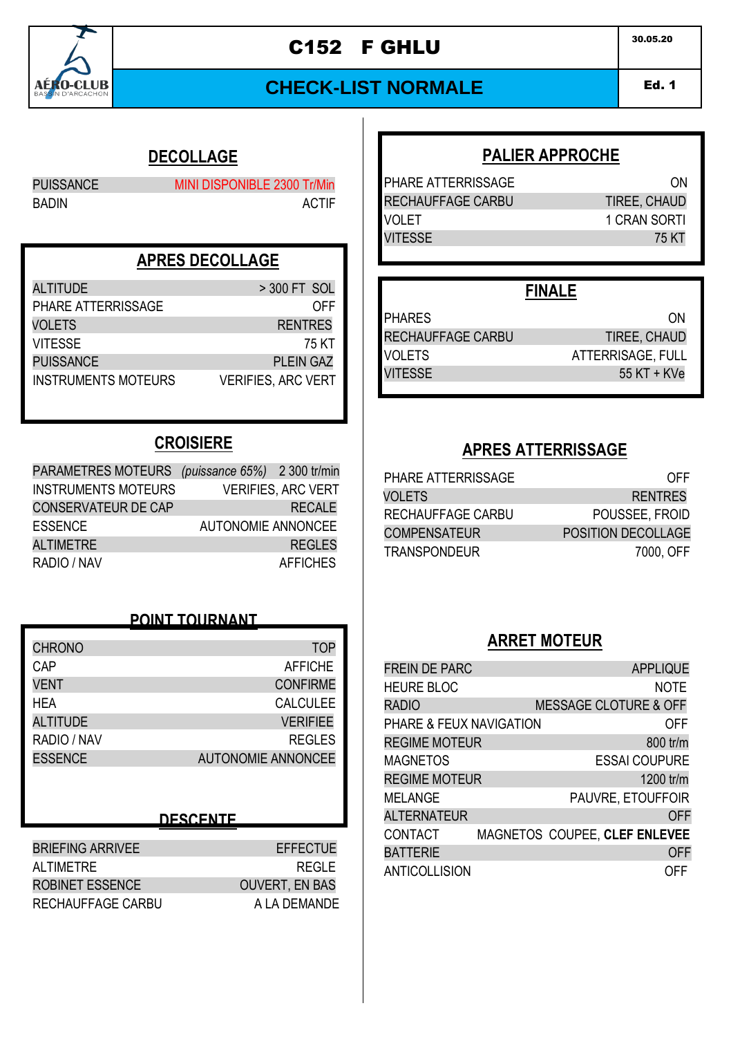AÉRO-CLUB BASSIN D'ARCACHON

# C152 F GHLU

## CHECK-LIST NORMALE

30.05.20

Ed. 1

### DECOLLAGE

| | |
|---|---|
| PUISSANCE | MINI DISPONIBLE 2300 Tr/Min |
| BADIN | ACTIF |

### APRES DECOLLAGE

| | |
|---|---|
| ALTITUDE | > 300 FT SOL |
| PHARE ATTERRISSAGE | OFF |
| VOLETS | RENTRES |
| VITESSE | 75 KT |
| PUISSANCE | PLEIN GAZ |
| INSTRUMENTS MOTEURS | VERIFIES, ARC VERT |

### CROISIERE

| | |
|---|---|
| PARAMETRES MOTEURS *(puissance 65%)* | 2 300 tr/min |
| INSTRUMENTS MOTEURS | VERIFIES, ARC VERT |
| CONSERVATEUR DE CAP | RECALE |
| ESSENCE | AUTONOMIE ANNONCEE |
| ALTIMETRE | REGLES |
| RADIO / NAV | AFFICHES |

### POINT TOURNANT

| | |
|---|---|
| CHRONO | TOP |
| CAP | AFFICHE |
| VENT | CONFIRME |
| HEA | CALCULEE |
| ALTITUDE | VERIFIEE |
| RADIO / NAV | REGLES |
| ESSENCE | AUTONOMIE ANNONCEE |

### DESCENTE

| | |
|---|---|
| BRIEFING ARRIVEE | EFFECTUE |
| ALTIMETRE | REGLE |
| ROBINET ESSENCE | OUVERT, EN BAS |
| RECHAUFFAGE CARBU | A LA DEMANDE |

### PALIER APPROCHE

| | |
|---|---|
| PHARE ATTERRISSAGE | ON |
| RECHAUFFAGE CARBU | TIREE, CHAUD |
| VOLET | 1 CRAN SORTI |
| VITESSE | 75 KT |

### FINALE

| | |
|---|---|
| PHARES | ON |
| RECHAUFFAGE CARBU | TIREE, CHAUD |
| VOLETS | ATTERRISAGE, FULL |
| VITESSE | 55 KT + KVe |

### APRES ATTERRISSAGE

| | |
|---|---|
| PHARE ATTERRISSAGE | OFF |
| VOLETS | RENTRES |
| RECHAUFFAGE CARBU | POUSSEE, FROID |
| COMPENSATEUR | POSITION DECOLLAGE |
| TRANSPONDEUR | 7000, OFF |

### ARRET MOTEUR

| | |
|---|---|
| FREIN DE PARC | APPLIQUE |
| HEURE BLOC | NOTE |
| RADIO | MESSAGE CLOTURE & OFF |
| PHARE & FEUX NAVIGATION | OFF |
| REGIME MOTEUR | 800 tr/m |
| MAGNETOS | ESSAI COUPURE |
| REGIME MOTEUR | 1200 tr/m |
| MELANGE | PAUVRE, ETOUFFOIR |
| ALTERNATEUR | OFF |
| CONTACT | MAGNETOS COUPEE, **CLEF ENLEVEE** |
| BATTERIE | OFF |
| ANTICOLLISION | OFF |